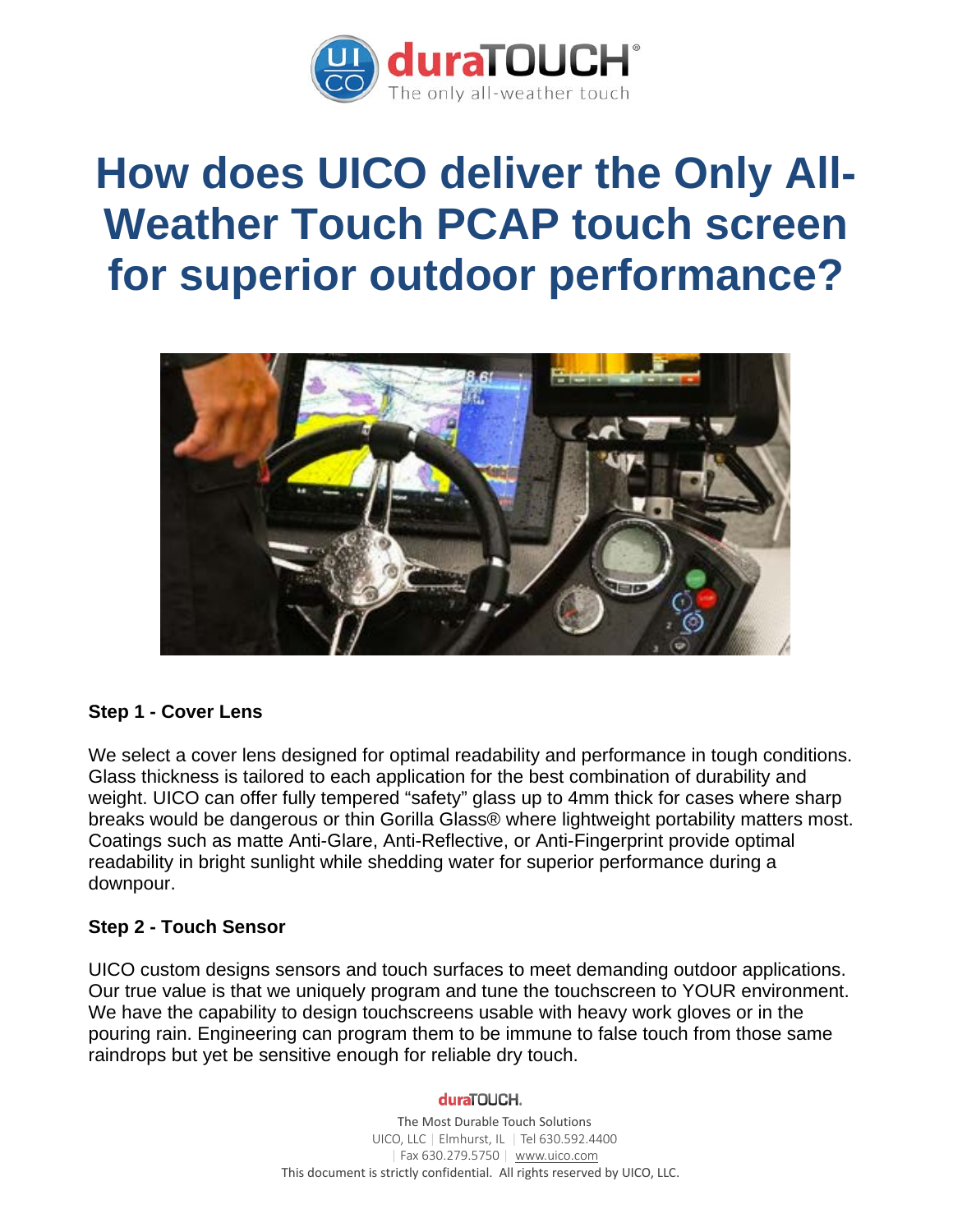# How does UICO deliver the Only All-Weather Touch PCAP touch screen for superior outdoor performance?

**Step 1 - Cover Lens**

We select a cover lens designed for optimal readability and performance in tough conditions. Glass thickness is tailored to each application for the best combination of durability and weight. UICO can offer fully tempered "safety" glass up to 4mm thick for cases where sharp breaks would be dangerous or thin Gorilla Glass® where lightweight portability matters most. Coatings such as matte Anti-Glare, Anti-Reflective, or Anti-Fingerprint provide optimal readability in bright sunlight while shedding water for superior performance during a downpour.

**Step 2 - Touch Sensor**

UICO custom designs sensors and touch surfaces to meet demanding outdoor applications. Our true value is that we uniquely program and tune the touchscreen to YOUR environment. We have the capability to design touchscreens usable with heavy work gloves or in the pouring rain. Engineering can program them to be immune to false touch from those same raindrops but yet be sensitive enough for reliable dry touch.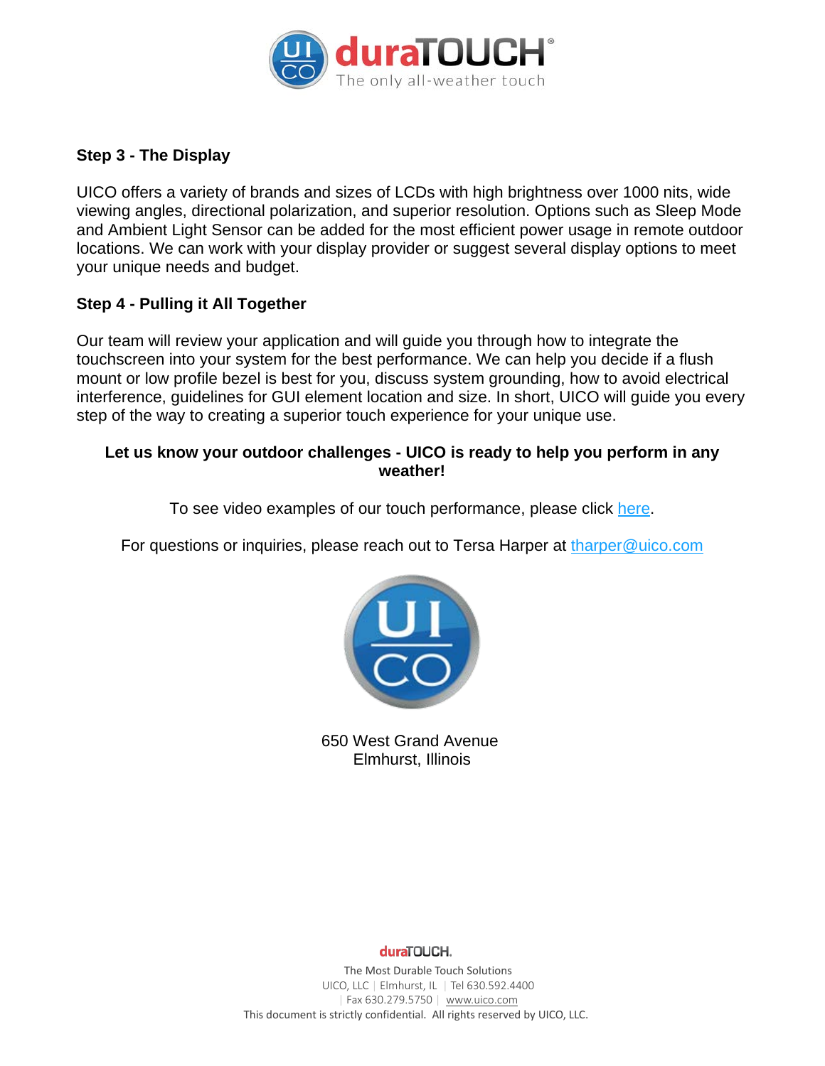## Step 3 - The Display

UICO offers a variety of brands and sizes of LCDs with high brightness over 1000 nits, wide viewing angles, directional polarization, and superior resolution. Options such as Sleep Mode and Ambient Light Sensor can be added for the most efficient power usage in remote outdoor locations. We can work with your display provider or suggest several display options to meet your unique needs and budget.

## Step 4 - Pulling it All Together

Our team will review your application and will guide you through how to integrate the touchscreen into your system for the best performance. We can help you decide if a flush mount or low profile bezel is best for you, discuss system grounding, how to avoid electrical interference, guidelines for GUI element location and size. In short, UICO will guide you every step of the way to creating a superior touch experience for your unique use.

**Let us know your outdoor challenges - UICO is ready to help you perform in any weather!**

To see video examples of our touch performance, please click here.

For questions or inquiries, please reach out to Tersa Harper at tharper@uico.com

650 West Grand Avenue
Elmhurst, Illinois

duraTOUCH.

The Most Durable Touch Solutions
UICO, LLC | Elmhurst, IL | Tel 630.592.4400
| Fax 630.279.5750 | www.uico.com
This document is strictly confidential. All rights reserved by UICO, LLC.